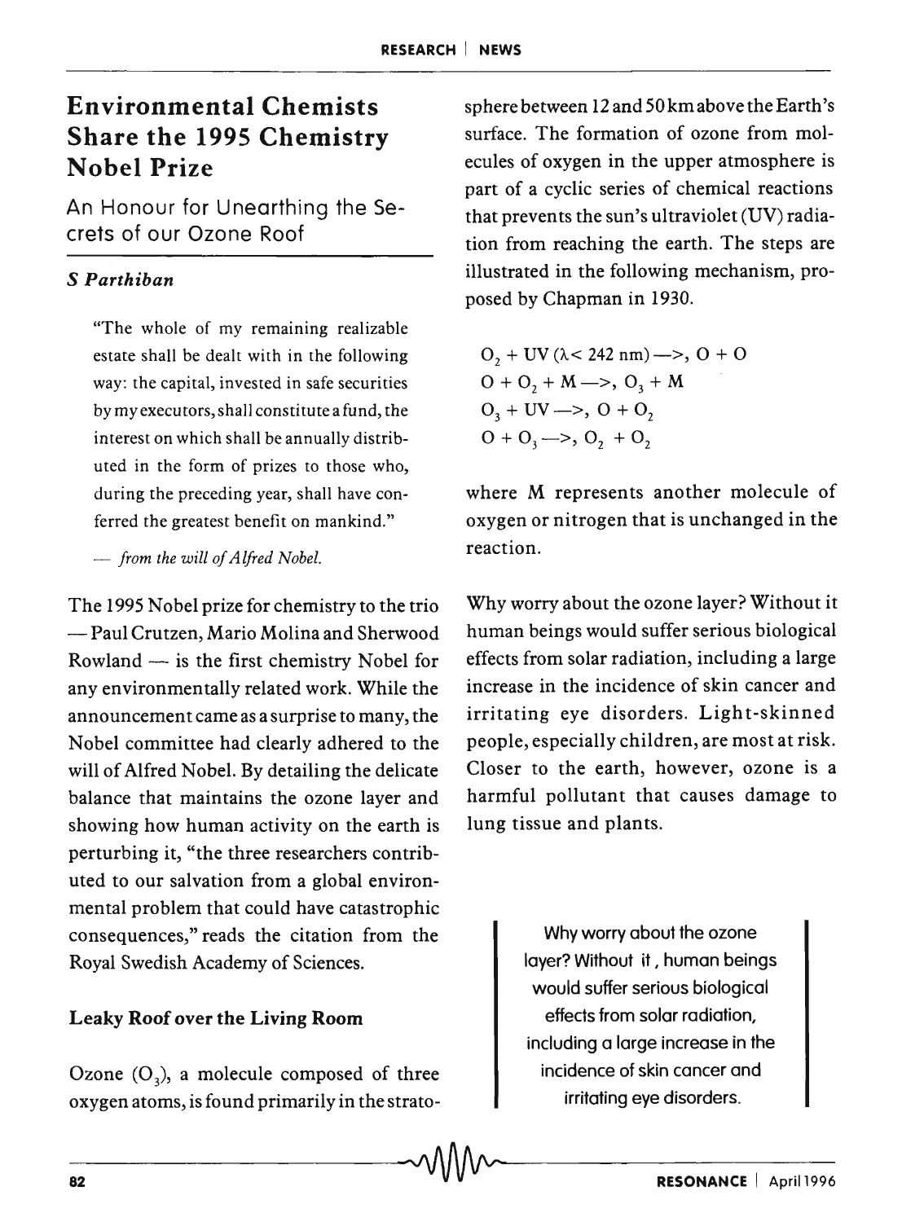# Environmental Chemists Share the 1995 Chemistry Nobel Prize

## An Honour for Unearthing the Secrets of our Ozone Roof

***S Parthiban***

> "The whole of my remaining realizable estate shall be dealt with in the following way: the capital, invested in safe securities by my executors, shall constitute a fund, the interest on which shall be annually distributed in the form of prizes to those who, during the preceding year, shall have conferred the greatest benefit on mankind."
>
> — *from the will of Alfred Nobel.*

The 1995 Nobel prize for chemistry to the trio — Paul Crutzen, Mario Molina and Sherwood Rowland — is the first chemistry Nobel for any environmentally related work. While the announcement came as a surprise to many, the Nobel committee had clearly adhered to the will of Alfred Nobel. By detailing the delicate balance that maintains the ozone layer and showing how human activity on the earth is perturbing it, "the three researchers contributed to our salvation from a global environmental problem that could have catastrophic consequences," reads the citation from the Royal Swedish Academy of Sciences.

### Leaky Roof over the Living Room

Ozone ($O_3$), a molecule composed of three oxygen atoms, is found primarily in the stratosphere between 12 and 50 km above the Earth's surface. The formation of ozone from molecules of oxygen in the upper atmosphere is part of a cyclic series of chemical reactions that prevents the sun's ultraviolet (UV) radiation from reaching the earth. The steps are illustrated in the following mechanism, proposed by Chapman in 1930.

$$O_2 + UV\ (\lambda < 242\ nm) \longrightarrow O + O$$
$$O + O_2 + M \longrightarrow O_3 + M$$
$$O_3 + UV \longrightarrow O + O_2$$
$$O + O_3 \longrightarrow O_2 + O_2$$

where M represents another molecule of oxygen or nitrogen that is unchanged in the reaction.

Why worry about the ozone layer? Without it human beings would suffer serious biological effects from solar radiation, including a large increase in the incidence of skin cancer and irritating eye disorders. Light-skinned people, especially children, are most at risk. Closer to the earth, however, ozone is a harmful pollutant that causes damage to lung tissue and plants.

> Why worry about the ozone layer? Without it, human beings would suffer serious biological effects from solar radiation, including a large increase in the incidence of skin cancer and irritating eye disorders.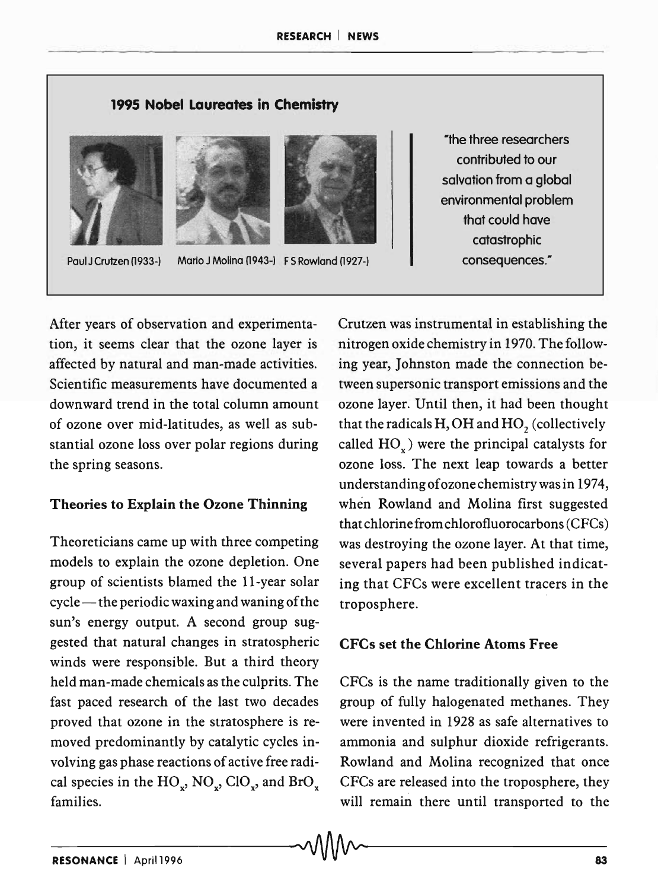**1995 Nobel Laureates in Chemistry**

Paul J Crutzen (1933-) Mario J Molina (1943-) F S Rowland (1927-)

"the three researchers contributed to our salvation from a global environmental problem that could have catastrophic consequences."

After years of observation and experimentation, it seems clear that the ozone layer is affected by natural and man-made activities. Scientific measurements have documented a downward trend in the total column amount of ozone over mid-latitudes, as well as substantial ozone loss over polar regions during the spring seasons.

### Theories to Explain the Ozone Thinning

Theoreticians came up with three competing models to explain the ozone depletion. One group of scientists blamed the 11-year solar cycle — the periodic waxing and waning of the sun's energy output. A second group suggested that natural changes in stratospheric winds were responsible. But a third theory held man-made chemicals as the culprits. The fast paced research of the last two decades proved that ozone in the stratosphere is removed predominantly by catalytic cycles involving gas phase reactions of active free radical species in the $HO_x$, $NO_x$, $ClO_x$, and $BrO_x$ families.

Crutzen was instrumental in establishing the nitrogen oxide chemistry in 1970. The following year, Johnston made the connection between supersonic transport emissions and the ozone layer. Until then, it had been thought that the radicals H, OH and $HO_2$ (collectively called $HO_x$) were the principal catalysts for ozone loss. The next leap towards a better understanding of ozone chemistry was in 1974, when Rowland and Molina first suggested that chlorine from chlorofluorocarbons (CFCs) was destroying the ozone layer. At that time, several papers had been published indicating that CFCs were excellent tracers in the troposphere.

### CFCs set the Chlorine Atoms Free

CFCs is the name traditionally given to the group of fully halogenated methanes. They were invented in 1928 as safe alternatives to ammonia and sulphur dioxide refrigerants. Rowland and Molina recognized that once CFCs are released into the troposphere, they will remain there until transported to the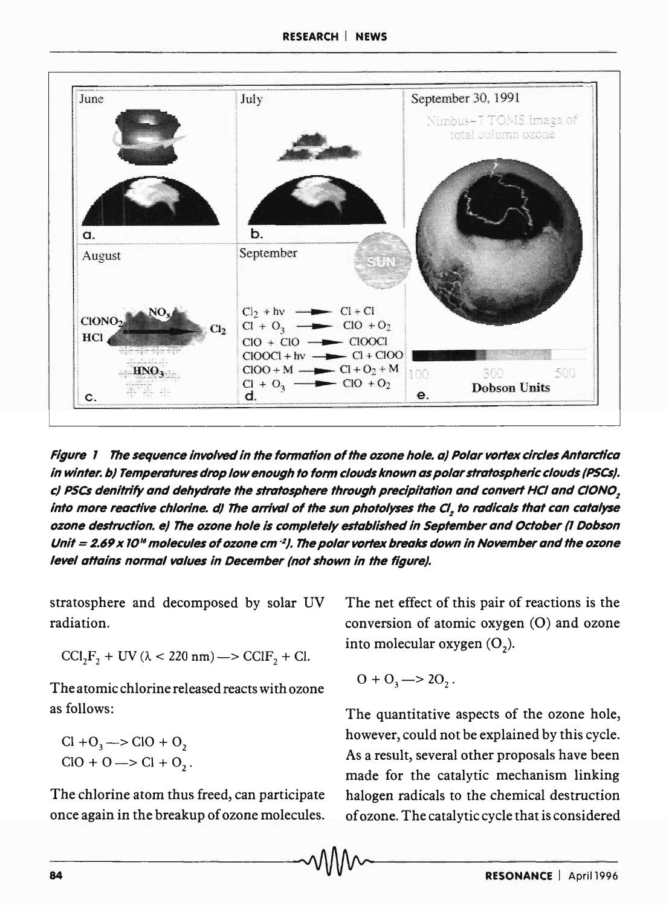*Figure 1 The sequence involved in the formation of the ozone hole. a) Polar vortex circles Antarctica in winter. b) Temperatures drop low enough to form clouds known as polar stratospheric clouds (PSCs). c) PSCs denitrify and dehydrate the stratosphere through precipitation and convert HCl and $ClONO_2$ into more reactive chlorine. d) The arrival of the sun photolyses the $Cl_2$ to radicals that can catalyse ozone destruction. e) The ozone hole is completely established in September and October (1 Dobson Unit = $2.69 \times 10^{16}$ molecules of ozone $cm^{-2}$). The polar vortex breaks down in November and the ozone level attains normal values in December (not shown in the figure).*

stratosphere and decomposed by solar UV radiation.

$$CCl_2F_2 + UV\ (\lambda < 220\ nm) \longrightarrow CClF_2 + Cl.$$

The atomic chlorine released reacts with ozone as follows:

$$Cl + O_3 \longrightarrow ClO + O_2$$
$$ClO + O \longrightarrow Cl + O_2.$$

The chlorine atom thus freed, can participate once again in the breakup of ozone molecules. The net effect of this pair of reactions is the conversion of atomic oxygen (O) and ozone into molecular oxygen ($O_2$).

$$O + O_3 \longrightarrow 2O_2.$$

The quantitative aspects of the ozone hole, however, could not be explained by this cycle. As a result, several other proposals have been made for the catalytic mechanism linking halogen radicals to the chemical destruction of ozone. The catalytic cycle that is considered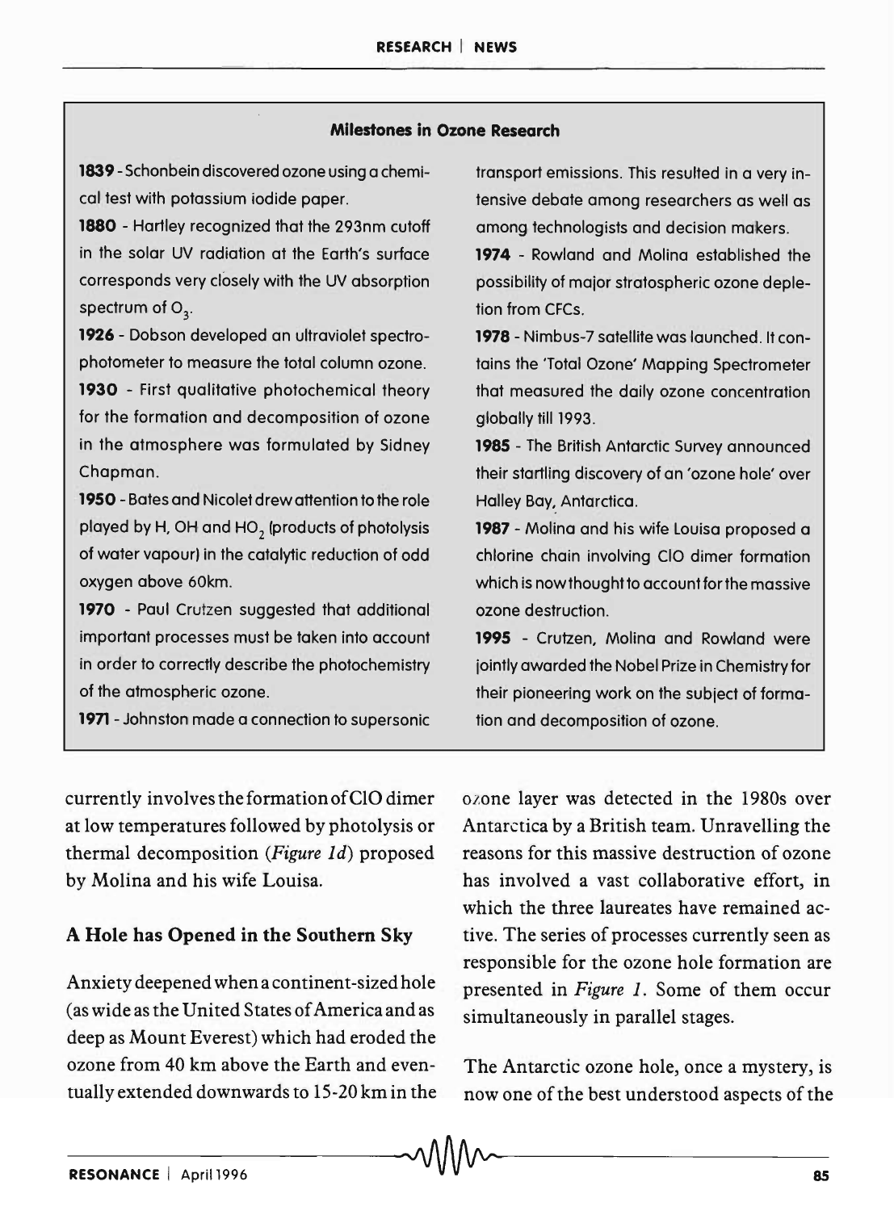### Milestones in Ozone Research

**1839** - Schonbein discovered ozone using a chemical test with potassium iodide paper.

**1880** - Hartley recognized that the 293nm cutoff in the solar UV radiation at the Earth's surface corresponds very closely with the UV absorption spectrum of $O_3$.

**1926** - Dobson developed an ultraviolet spectrophotometer to measure the total column ozone.

**1930** - First qualitative photochemical theory for the formation and decomposition of ozone in the atmosphere was formulated by Sidney Chapman.

**1950** - Bates and Nicolet drew attention to the role played by H, OH and $HO_2$ (products of photolysis of water vapour) in the catalytic reduction of odd oxygen above 60km.

**1970** - Paul Crutzen suggested that additional important processes must be taken into account in order to correctly describe the photochemistry of the atmospheric ozone.

**1971** - Johnston made a connection to supersonic transport emissions. This resulted in a very intensive debate among researchers as well as among technologists and decision makers.

**1974** - Rowland and Molina established the possibility of major stratospheric ozone depletion from CFCs.

**1978** - Nimbus-7 satellite was launched. It contains the 'Total Ozone' Mapping Spectrometer that measured the daily ozone concentration globally till 1993.

**1985** - The British Antarctic Survey announced their startling discovery of an 'ozone hole' over Halley Bay, Antarctica.

**1987** - Molina and his wife Louisa proposed a chlorine chain involving ClO dimer formation which is now thought to account for the massive ozone destruction.

**1995** - Crutzen, Molina and Rowland were jointly awarded the Nobel Prize in Chemistry for their pioneering work on the subject of formation and decomposition of ozone.

currently involves the formation of ClO dimer at low temperatures followed by photolysis or thermal decomposition (*Figure 1d*) proposed by Molina and his wife Louisa.

## A Hole has Opened in the Southern Sky

Anxiety deepened when a continent-sized hole (as wide as the United States of America and as deep as Mount Everest) which had eroded the ozone from 40 km above the Earth and eventually extended downwards to 15-20 km in the ozone layer was detected in the 1980s over Antarctica by a British team. Unravelling the reasons for this massive destruction of ozone has involved a vast collaborative effort, in which the three laureates have remained active. The series of processes currently seen as responsible for the ozone hole formation are presented in *Figure 1*. Some of them occur simultaneously in parallel stages.

The Antarctic ozone hole, once a mystery, is now one of the best understood aspects of the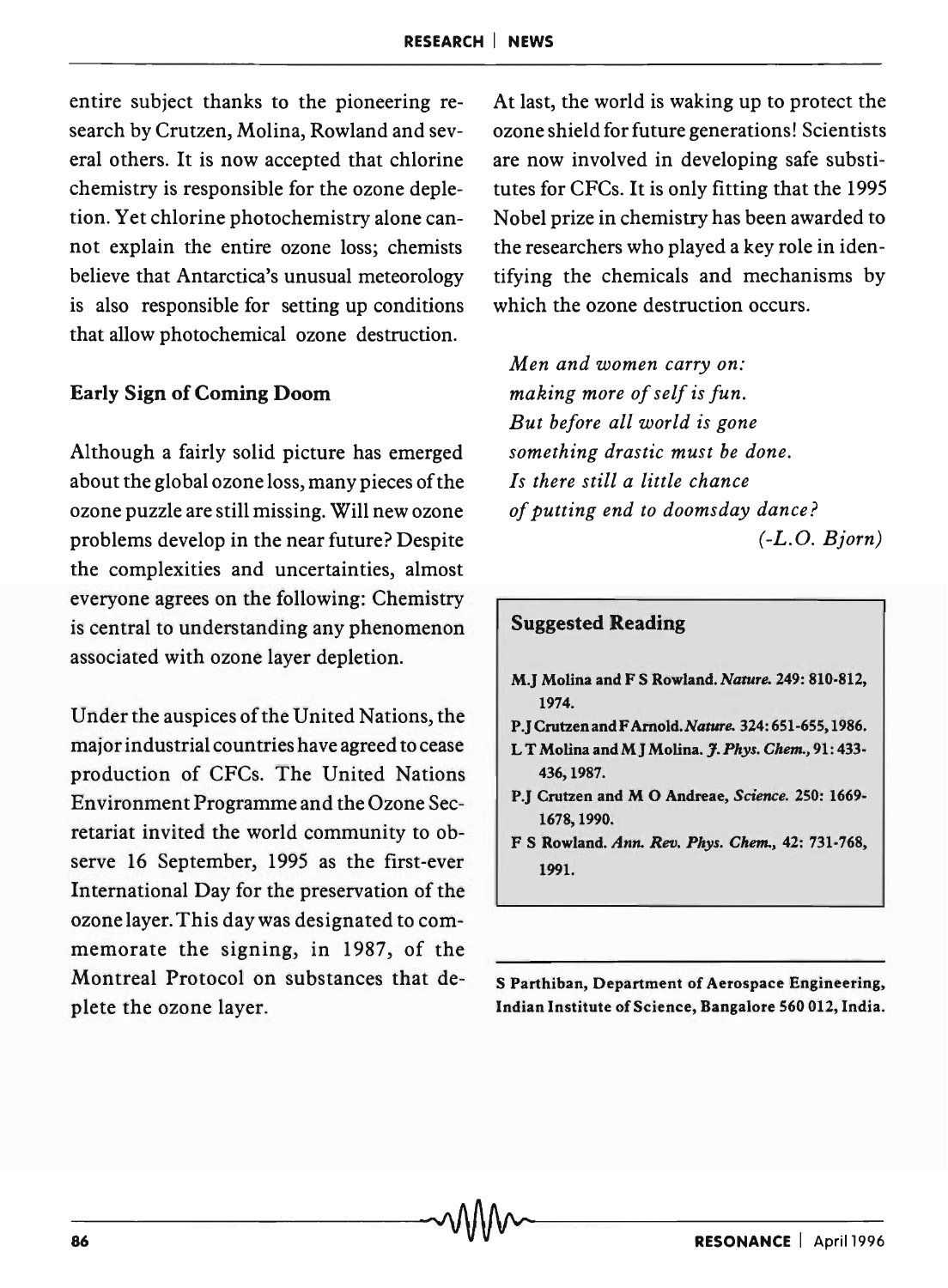entire subject thanks to the pioneering research by Crutzen, Molina, Rowland and several others. It is now accepted that chlorine chemistry is responsible for the ozone depletion. Yet chlorine photochemistry alone cannot explain the entire ozone loss; chemists believe that Antarctica's unusual meteorology is also responsible for setting up conditions that allow photochemical ozone destruction.

### Early Sign of Coming Doom

Although a fairly solid picture has emerged about the global ozone loss, many pieces of the ozone puzzle are still missing. Will new ozone problems develop in the near future? Despite the complexities and uncertainties, almost everyone agrees on the following: Chemistry is central to understanding any phenomenon associated with ozone layer depletion.

Under the auspices of the United Nations, the major industrial countries have agreed to cease production of CFCs. The United Nations Environment Programme and the Ozone Secretariat invited the world community to observe 16 September, 1995 as the first-ever International Day for the preservation of the ozone layer. This day was designated to commemorate the signing, in 1987, of the Montreal Protocol on substances that deplete the ozone layer.

At last, the world is waking up to protect the ozone shield for future generations! Scientists are now involved in developing safe substitutes for CFCs. It is only fitting that the 1995 Nobel prize in chemistry has been awarded to the researchers who played a key role in identifying the chemicals and mechanisms by which the ozone destruction occurs.

*Men and women carry on:*
*making more of self is fun.*
*But before all world is gone*
*something drastic must be done.*
*Is there still a little chance*
*of putting end to doomsday dance?*
*(-L.O. Bjorn)*

### Suggested Reading

- **M.J Molina and F S Rowland.** *Nature.* **249: 810-812, 1974.**
- **P.J Crutzen and F Arnold.** *Nature.* **324: 651-655, 1986.**
- **L T Molina and M J Molina.** *J. Phys. Chem.*, **91: 433-436, 1987.**
- **P.J Crutzen and M O Andreae,** *Science.* **250: 1669-1678, 1990.**
- **F S Rowland.** *Ann. Rev. Phys. Chem.*, **42: 731-768, 1991.**

**S Parthiban, Department of Aerospace Engineering, Indian Institute of Science, Bangalore 560 012, India.**